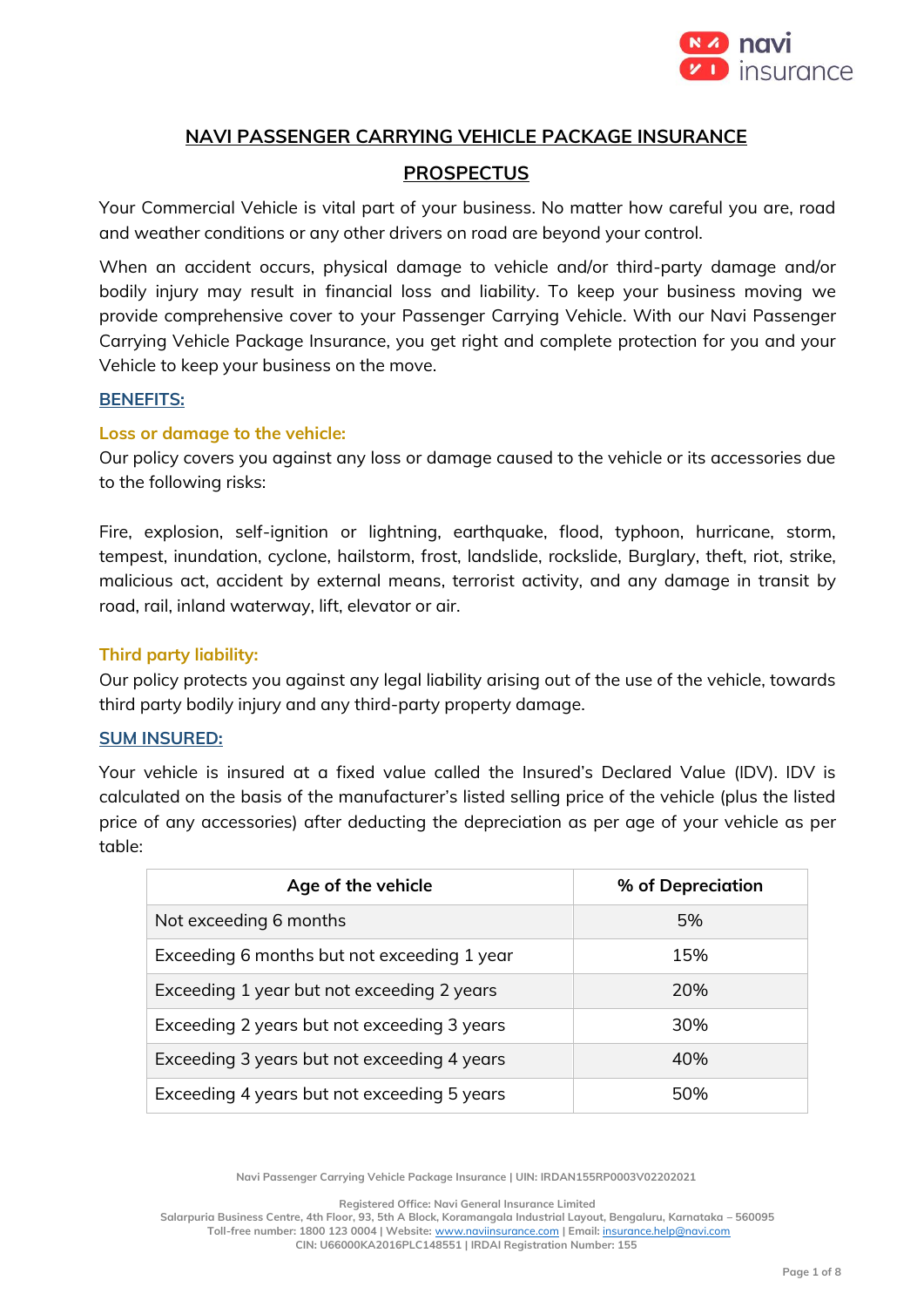# NAVI PASSENGER CARRYING VEHICLE PACKAGE INSURANCE

## PROSPECTUS

Your Commercial Vehicle is vital part of your business. No matter how careful you are, road and weather conditions or any other drivers on road are beyond your control.

When an accident occurs, physical damage to vehicle and/or third-party damage and/or bodily injury may result in financial loss and liability. To keep your business moving we provide comprehensive cover to your Passenger Carrying Vehicle. With our Navi Passenger Carrying Vehicle Package Insurance, you get right and complete protection for you and your Vehicle to keep your business on the move.

### BENEFITS:

#### Loss or damage to the vehicle:

Our policy covers you against any loss or damage caused to the vehicle or its accessories due to the following risks:

Fire, explosion, self-ignition or lightning, earthquake, flood, typhoon, hurricane, storm, tempest, inundation, cyclone, hailstorm, frost, landslide, rockslide, Burglary, theft, riot, strike, malicious act, accident by external means, terrorist activity, and any damage in transit by road, rail, inland waterway, lift, elevator or air.

#### Third party liability:

Our policy protects you against any legal liability arising out of the use of the vehicle, towards third party bodily injury and any third-party property damage.

### SUM INSURED:

Your vehicle is insured at a fixed value called the Insured's Declared Value (IDV). IDV is calculated on the basis of the manufacturer's listed selling price of the vehicle (plus the listed price of any accessories) after deducting the depreciation as per age of your vehicle as per table:

| Age of the vehicle | % of Depreciation |
|---|---|
| Not exceeding 6 months | 5% |
| Exceeding 6 months but not exceeding 1 year | 15% |
| Exceeding 1 year but not exceeding 2 years | 20% |
| Exceeding 2 years but not exceeding 3 years | 30% |
| Exceeding 3 years but not exceeding 4 years | 40% |
| Exceeding 4 years but not exceeding 5 years | 50% |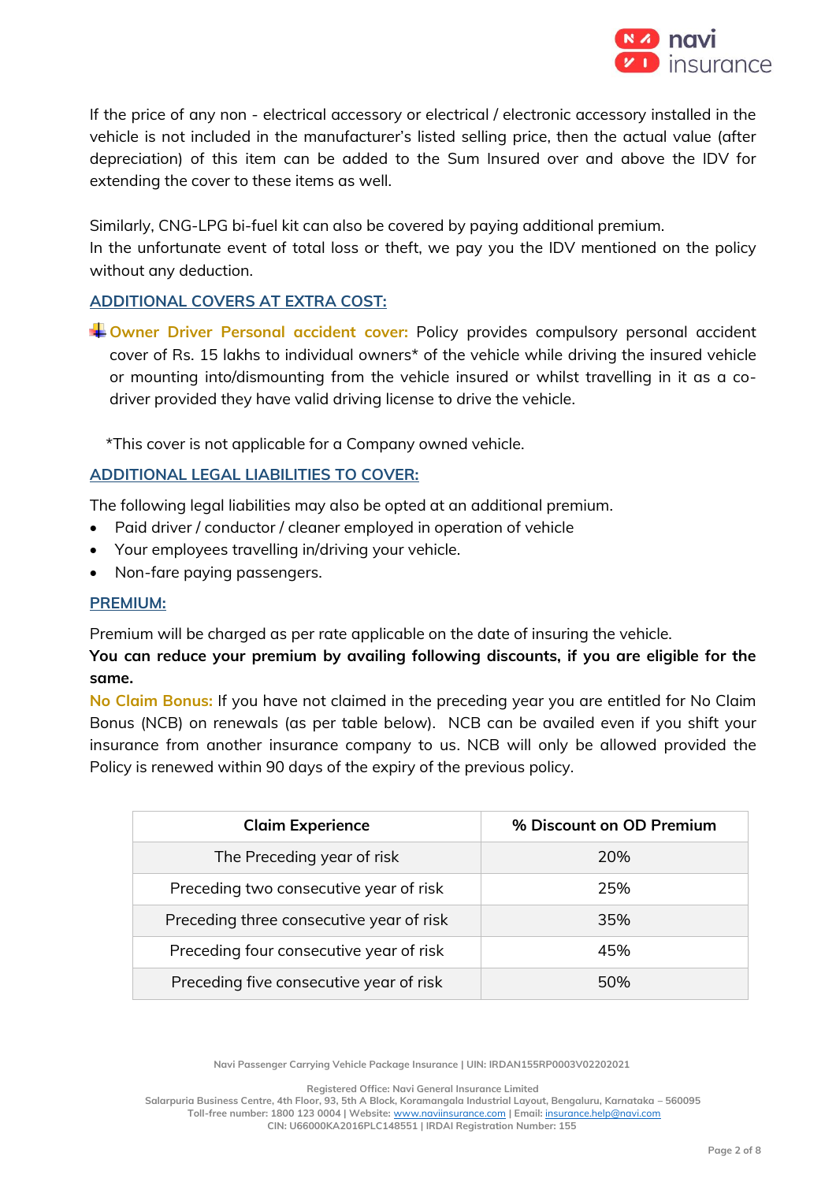If the price of any non - electrical accessory or electrical / electronic accessory installed in the vehicle is not included in the manufacturer's listed selling price, then the actual value (after depreciation) of this item can be added to the Sum Insured over and above the IDV for extending the cover to these items as well.

Similarly, CNG-LPG bi-fuel kit can also be covered by paying additional premium.
In the unfortunate event of total loss or theft, we pay you the IDV mentioned on the policy without any deduction.

## ADDITIONAL COVERS AT EXTRA COST:

- **Owner Driver Personal accident cover:** Policy provides compulsory personal accident cover of Rs. 15 lakhs to individual owners* of the vehicle while driving the insured vehicle or mounting into/dismounting from the vehicle insured or whilst travelling in it as a co-driver provided they have valid driving license to drive the vehicle.

*This cover is not applicable for a Company owned vehicle.

## ADDITIONAL LEGAL LIABILITIES TO COVER:

The following legal liabilities may also be opted at an additional premium.

- Paid driver / conductor / cleaner employed in operation of vehicle
- Your employees travelling in/driving your vehicle.
- Non-fare paying passengers.

## PREMIUM:

Premium will be charged as per rate applicable on the date of insuring the vehicle.
**You can reduce your premium by availing following discounts, if you are eligible for the same.**
**No Claim Bonus:** If you have not claimed in the preceding year you are entitled for No Claim Bonus (NCB) on renewals (as per table below). NCB can be availed even if you shift your insurance from another insurance company to us. NCB will only be allowed provided the Policy is renewed within 90 days of the expiry of the previous policy.

| Claim Experience | % Discount on OD Premium |
|---|---|
| The Preceding year of risk | 20% |
| Preceding two consecutive year of risk | 25% |
| Preceding three consecutive year of risk | 35% |
| Preceding four consecutive year of risk | 45% |
| Preceding five consecutive year of risk | 50% |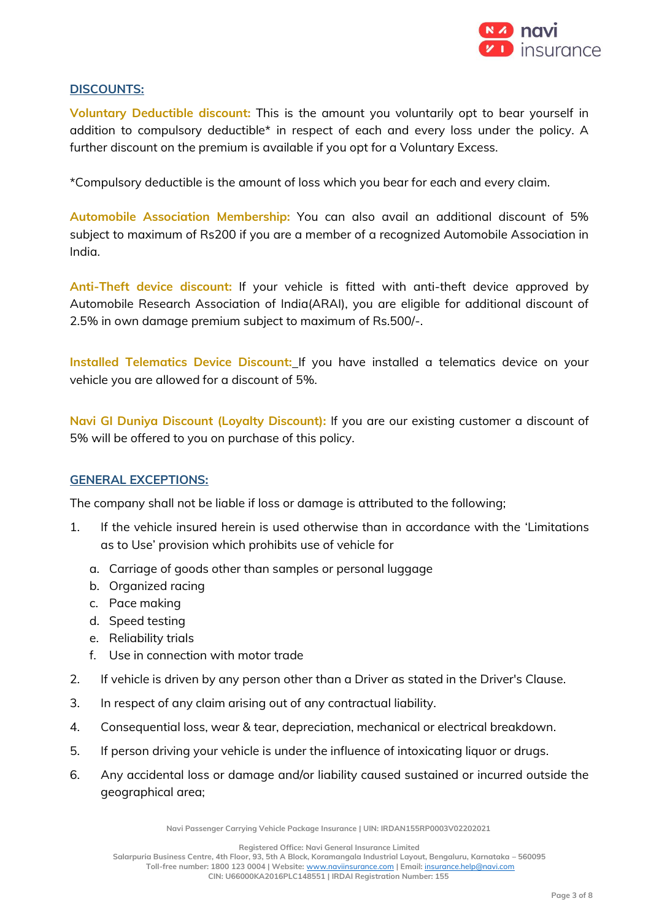## DISCOUNTS:

**Voluntary Deductible discount:** This is the amount you voluntarily opt to bear yourself in addition to compulsory deductible* in respect of each and every loss under the policy. A further discount on the premium is available if you opt for a Voluntary Excess.

*Compulsory deductible is the amount of loss which you bear for each and every claim.

**Automobile Association Membership:** You can also avail an additional discount of 5% subject to maximum of Rs200 if you are a member of a recognized Automobile Association in India.

**Anti-Theft device discount:** If your vehicle is fitted with anti-theft device approved by Automobile Research Association of India(ARAI), you are eligible for additional discount of 2.5% in own damage premium subject to maximum of Rs.500/-.

**Installed Telematics Device Discount:** If you have installed a telematics device on your vehicle you are allowed for a discount of 5%.

**Navi GI Duniya Discount (Loyalty Discount):** If you are our existing customer a discount of 5% will be offered to you on purchase of this policy.

## GENERAL EXCEPTIONS:

The company shall not be liable if loss or damage is attributed to the following;

1. If the vehicle insured herein is used otherwise than in accordance with the 'Limitations as to Use' provision which prohibits use of vehicle for
   a. Carriage of goods other than samples or personal luggage
   b. Organized racing
   c. Pace making
   d. Speed testing
   e. Reliability trials
   f. Use in connection with motor trade
2. If vehicle is driven by any person other than a Driver as stated in the Driver's Clause.
3. In respect of any claim arising out of any contractual liability.
4. Consequential loss, wear & tear, depreciation, mechanical or electrical breakdown.
5. If person driving your vehicle is under the influence of intoxicating liquor or drugs.
6. Any accidental loss or damage and/or liability caused sustained or incurred outside the geographical area;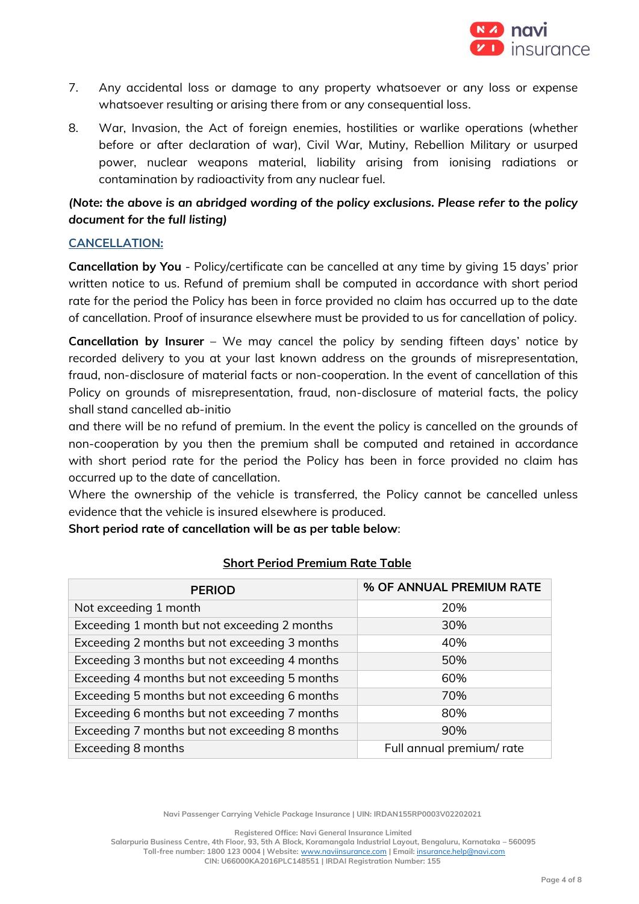7. Any accidental loss or damage to any property whatsoever or any loss or expense whatsoever resulting or arising there from or any consequential loss.
8. War, Invasion, the Act of foreign enemies, hostilities or warlike operations (whether before or after declaration of war), Civil War, Mutiny, Rebellion Military or usurped power, nuclear weapons material, liability arising from ionising radiations or contamination by radioactivity from any nuclear fuel.

***(Note: the above is an abridged wording of the policy exclusions. Please refer to the policy document for the full listing)***

## CANCELLATION:

**Cancellation by You** - Policy/certificate can be cancelled at any time by giving 15 days' prior written notice to us. Refund of premium shall be computed in accordance with short period rate for the period the Policy has been in force provided no claim has occurred up to the date of cancellation. Proof of insurance elsewhere must be provided to us for cancellation of policy.

**Cancellation by Insurer** – We may cancel the policy by sending fifteen days' notice by recorded delivery to you at your last known address on the grounds of misrepresentation, fraud, non-disclosure of material facts or non-cooperation. In the event of cancellation of this Policy on grounds of misrepresentation, fraud, non-disclosure of material facts, the policy shall stand cancelled ab-initio
and there will be no refund of premium. In the event the policy is cancelled on the grounds of non-cooperation by you then the premium shall be computed and retained in accordance with short period rate for the period the Policy has been in force provided no claim has occurred up to the date of cancellation.
Where the ownership of the vehicle is transferred, the Policy cannot be cancelled unless evidence that the vehicle is insured elsewhere is produced.
**Short period rate of cancellation will be as per table below**:

**Short Period Premium Rate Table**

| PERIOD | % OF ANNUAL PREMIUM RATE |
|---|---|
| Not exceeding 1 month | 20% |
| Exceeding 1 month but not exceeding 2 months | 30% |
| Exceeding 2 months but not exceeding 3 months | 40% |
| Exceeding 3 months but not exceeding 4 months | 50% |
| Exceeding 4 months but not exceeding 5 months | 60% |
| Exceeding 5 months but not exceeding 6 months | 70% |
| Exceeding 6 months but not exceeding 7 months | 80% |
| Exceeding 7 months but not exceeding 8 months | 90% |
| Exceeding 8 months | Full annual premium/ rate |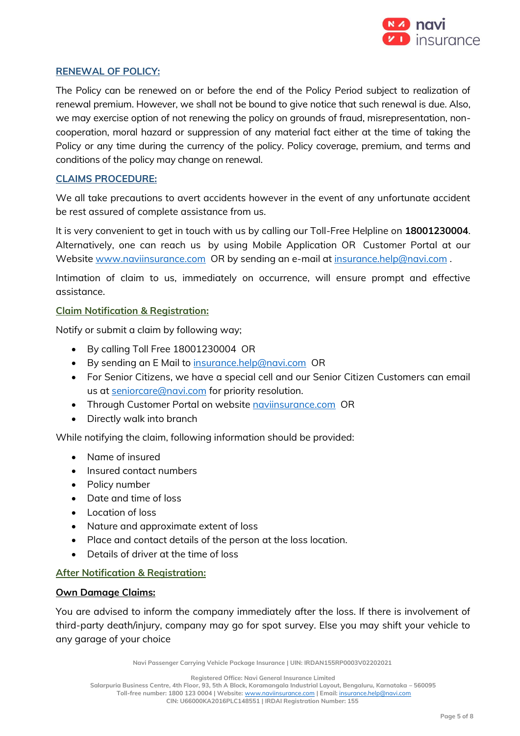## RENEWAL OF POLICY:

The Policy can be renewed on or before the end of the Policy Period subject to realization of renewal premium. However, we shall not be bound to give notice that such renewal is due. Also, we may exercise option of not renewing the policy on grounds of fraud, misrepresentation, non-cooperation, moral hazard or suppression of any material fact either at the time of taking the Policy or any time during the currency of the policy. Policy coverage, premium, and terms and conditions of the policy may change on renewal.

## CLAIMS PROCEDURE:

We all take precautions to avert accidents however in the event of any unfortunate accident be rest assured of complete assistance from us.

It is very convenient to get in touch with us by calling our Toll-Free Helpline on **18001230004**. Alternatively, one can reach us by using Mobile Application OR Customer Portal at our Website www.naviinsurance.com OR by sending an e-mail at insurance.help@navi.com .

Intimation of claim to us, immediately on occurrence, will ensure prompt and effective assistance.

### Claim Notification & Registration:

Notify or submit a claim by following way;

- By calling Toll Free 18001230004 OR
- By sending an E Mail to insurance.help@navi.com OR
- For Senior Citizens, we have a special cell and our Senior Citizen Customers can email us at seniorcare@navi.com for priority resolution.
- Through Customer Portal on website naviinsurance.com OR
- Directly walk into branch

While notifying the claim, following information should be provided:

- Name of insured
- Insured contact numbers
- Policy number
- Date and time of loss
- Location of loss
- Nature and approximate extent of loss
- Place and contact details of the person at the loss location.
- Details of driver at the time of loss

### After Notification & Registration:

#### Own Damage Claims:

You are advised to inform the company immediately after the loss. If there is involvement of third-party death/injury, company may go for spot survey. Else you may shift your vehicle to any garage of your choice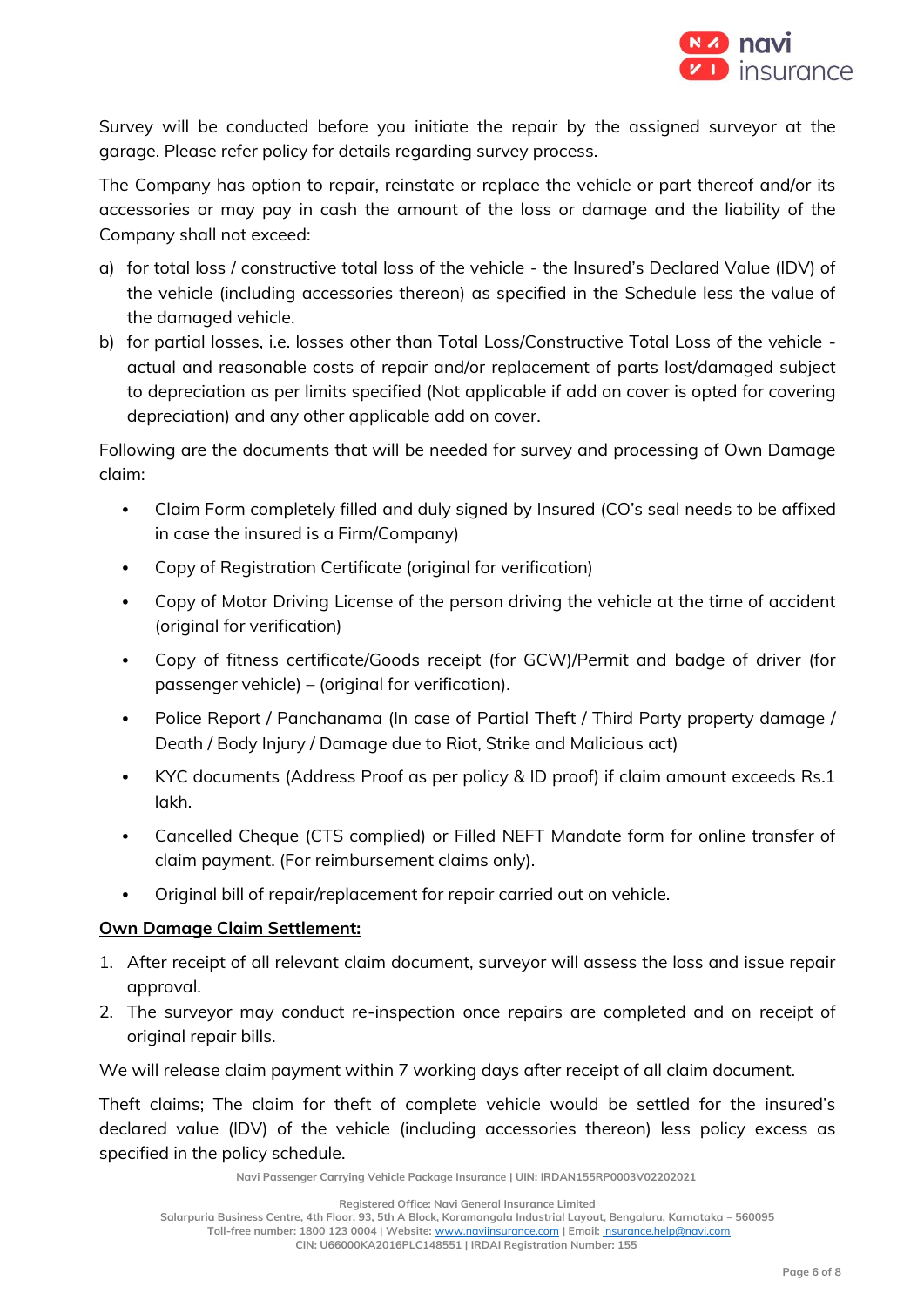Survey will be conducted before you initiate the repair by the assigned surveyor at the garage. Please refer policy for details regarding survey process.

The Company has option to repair, reinstate or replace the vehicle or part thereof and/or its accessories or may pay in cash the amount of the loss or damage and the liability of the Company shall not exceed:

a) for total loss / constructive total loss of the vehicle - the Insured's Declared Value (IDV) of the vehicle (including accessories thereon) as specified in the Schedule less the value of the damaged vehicle.
b) for partial losses, i.e. losses other than Total Loss/Constructive Total Loss of the vehicle - actual and reasonable costs of repair and/or replacement of parts lost/damaged subject to depreciation as per limits specified (Not applicable if add on cover is opted for covering depreciation) and any other applicable add on cover.

Following are the documents that will be needed for survey and processing of Own Damage claim:

- Claim Form completely filled and duly signed by Insured (CO's seal needs to be affixed in case the insured is a Firm/Company)
- Copy of Registration Certificate (original for verification)
- Copy of Motor Driving License of the person driving the vehicle at the time of accident (original for verification)
- Copy of fitness certificate/Goods receipt (for GCW)/Permit and badge of driver (for passenger vehicle) – (original for verification).
- Police Report / Panchanama (In case of Partial Theft / Third Party property damage / Death / Body Injury / Damage due to Riot, Strike and Malicious act)
- KYC documents (Address Proof as per policy & ID proof) if claim amount exceeds Rs.1 lakh.
- Cancelled Cheque (CTS complied) or Filled NEFT Mandate form for online transfer of claim payment. (For reimbursement claims only).
- Original bill of repair/replacement for repair carried out on vehicle.

**Own Damage Claim Settlement:**

1. After receipt of all relevant claim document, surveyor will assess the loss and issue repair approval.
2. The surveyor may conduct re-inspection once repairs are completed and on receipt of original repair bills.

We will release claim payment within 7 working days after receipt of all claim document.

Theft claims; The claim for theft of complete vehicle would be settled for the insured's declared value (IDV) of the vehicle (including accessories thereon) less policy excess as specified in the policy schedule.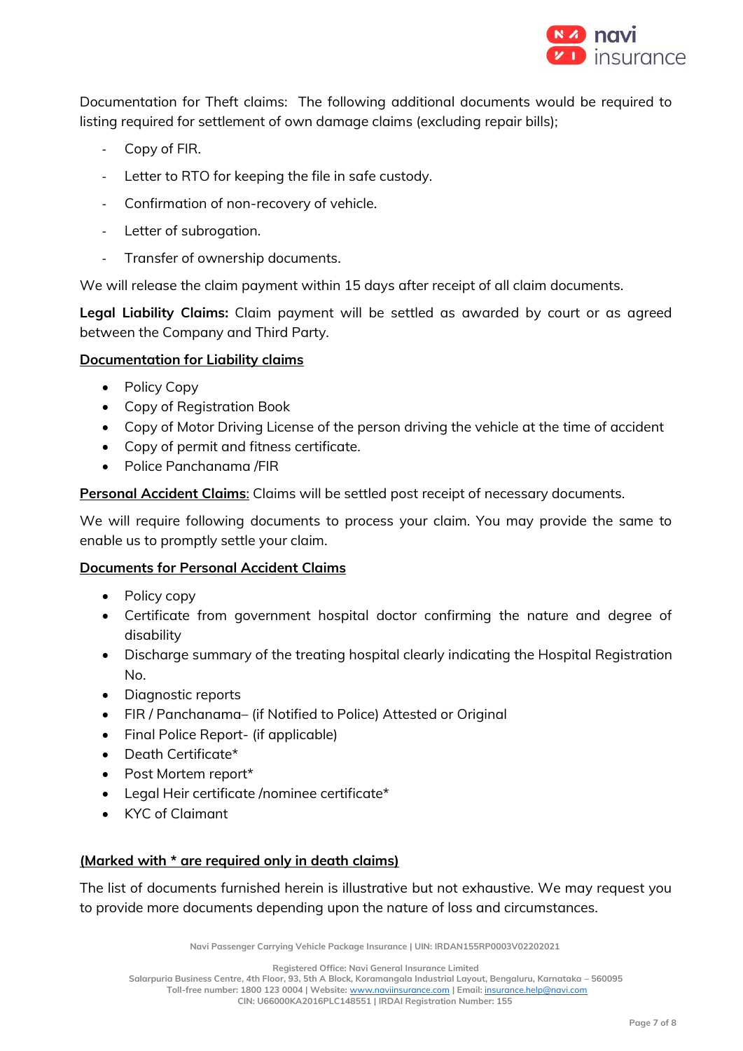Documentation for Theft claims: The following additional documents would be required to listing required for settlement of own damage claims (excluding repair bills);

- Copy of FIR.
- Letter to RTO for keeping the file in safe custody.
- Confirmation of non-recovery of vehicle.
- Letter of subrogation.
- Transfer of ownership documents.

We will release the claim payment within 15 days after receipt of all claim documents.

**Legal Liability Claims:** Claim payment will be settled as awarded by court or as agreed between the Company and Third Party.

<u>**Documentation for Liability claims**</u>

- Policy Copy
- Copy of Registration Book
- Copy of Motor Driving License of the person driving the vehicle at the time of accident
- Copy of permit and fitness certificate.
- Police Panchanama /FIR

<u>**Personal Accident Claims**:</u> Claims will be settled post receipt of necessary documents.

We will require following documents to process your claim. You may provide the same to enable us to promptly settle your claim.

<u>**Documents for Personal Accident Claims**</u>

- Policy copy
- Certificate from government hospital doctor confirming the nature and degree of disability
- Discharge summary of the treating hospital clearly indicating the Hospital Registration No.
- Diagnostic reports
- FIR / Panchanama– (if Notified to Police) Attested or Original
- Final Police Report- (if applicable)
- Death Certificate*
- Post Mortem report*
- Legal Heir certificate /nominee certificate*
- KYC of Claimant

<u>**(Marked with * are required only in death claims)**</u>

The list of documents furnished herein is illustrative but not exhaustive. We may request you to provide more documents depending upon the nature of loss and circumstances.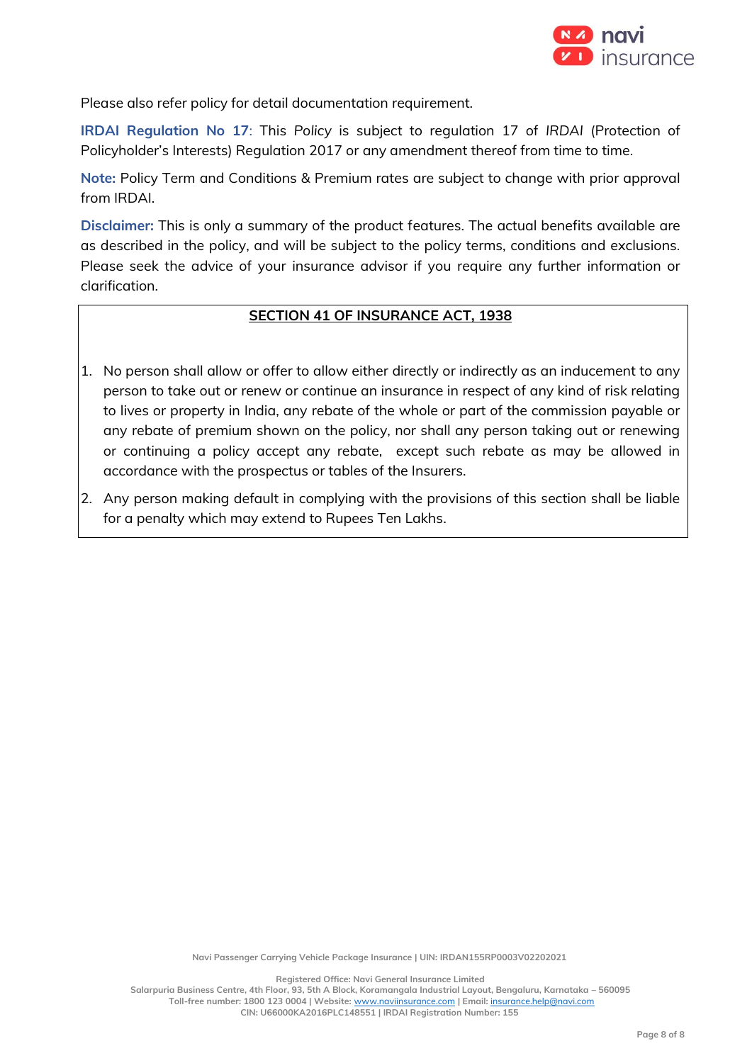Please also refer policy for detail documentation requirement.

**IRDAI Regulation No 17**: This *Policy* is subject to regulation 17 of *IRDAI* (Protection of Policyholder's Interests) Regulation 2017 or any amendment thereof from time to time.

**Note:** Policy Term and Conditions & Premium rates are subject to change with prior approval from IRDAI.

**Disclaimer:** This is only a summary of the product features. The actual benefits available are as described in the policy, and will be subject to the policy terms, conditions and exclusions. Please seek the advice of your insurance advisor if you require any further information or clarification.

## SECTION 41 OF INSURANCE ACT, 1938

1. No person shall allow or offer to allow either directly or indirectly as an inducement to any person to take out or renew or continue an insurance in respect of any kind of risk relating to lives or property in India, any rebate of the whole or part of the commission payable or any rebate of premium shown on the policy, nor shall any person taking out or renewing or continuing a policy accept any rebate, except such rebate as may be allowed in accordance with the prospectus or tables of the Insurers.
2. Any person making default in complying with the provisions of this section shall be liable for a penalty which may extend to Rupees Ten Lakhs.